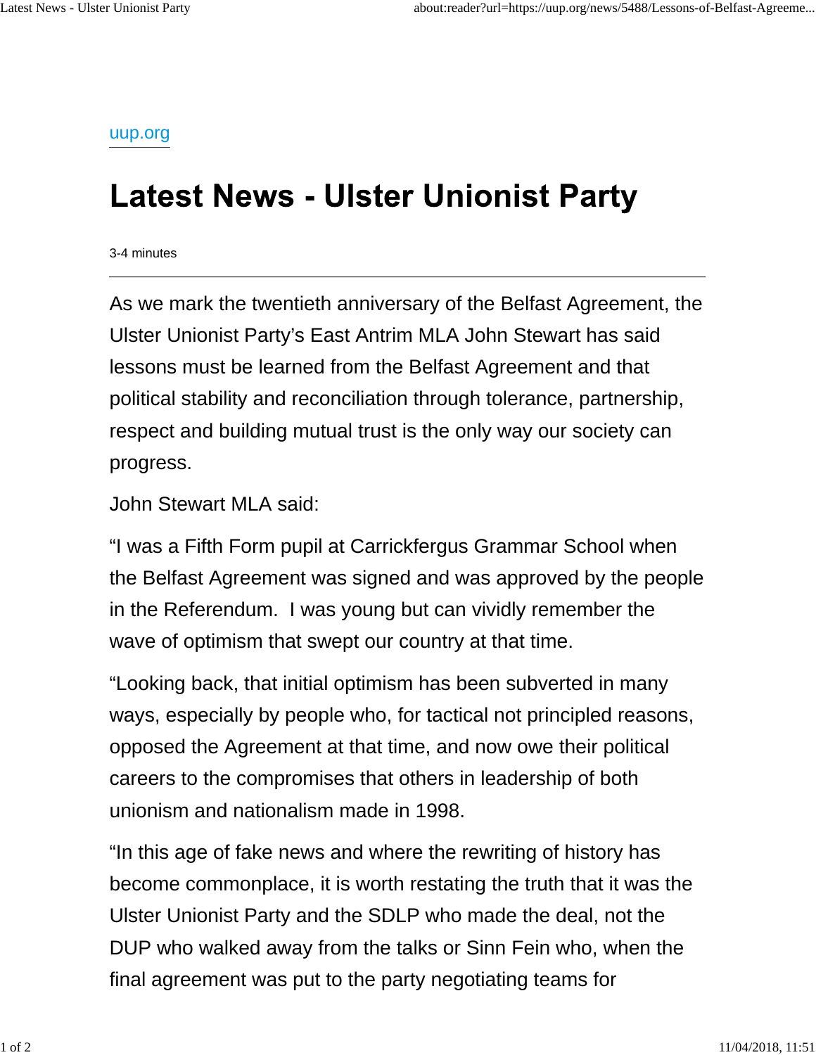uup.org

# Latest News - Ulster Unionist Party

3-4 minutes

---

As we mark the twentieth anniversary of the Belfast Agreement, the Ulster Unionist Party's East Antrim MLA John Stewart has said lessons must be learned from the Belfast Agreement and that political stability and reconciliation through tolerance, partnership, respect and building mutual trust is the only way our society can progress.

John Stewart MLA said:

"I was a Fifth Form pupil at Carrickfergus Grammar School when the Belfast Agreement was signed and was approved by the people in the Referendum. I was young but can vividly remember the wave of optimism that swept our country at that time.

"Looking back, that initial optimism has been subverted in many ways, especially by people who, for tactical not principled reasons, opposed the Agreement at that time, and now owe their political careers to the compromises that others in leadership of both unionism and nationalism made in 1998.

"In this age of fake news and where the rewriting of history has become commonplace, it is worth restating the truth that it was the Ulster Unionist Party and the SDLP who made the deal, not the DUP who walked away from the talks or Sinn Fein who, when the final agreement was put to the party negotiating teams for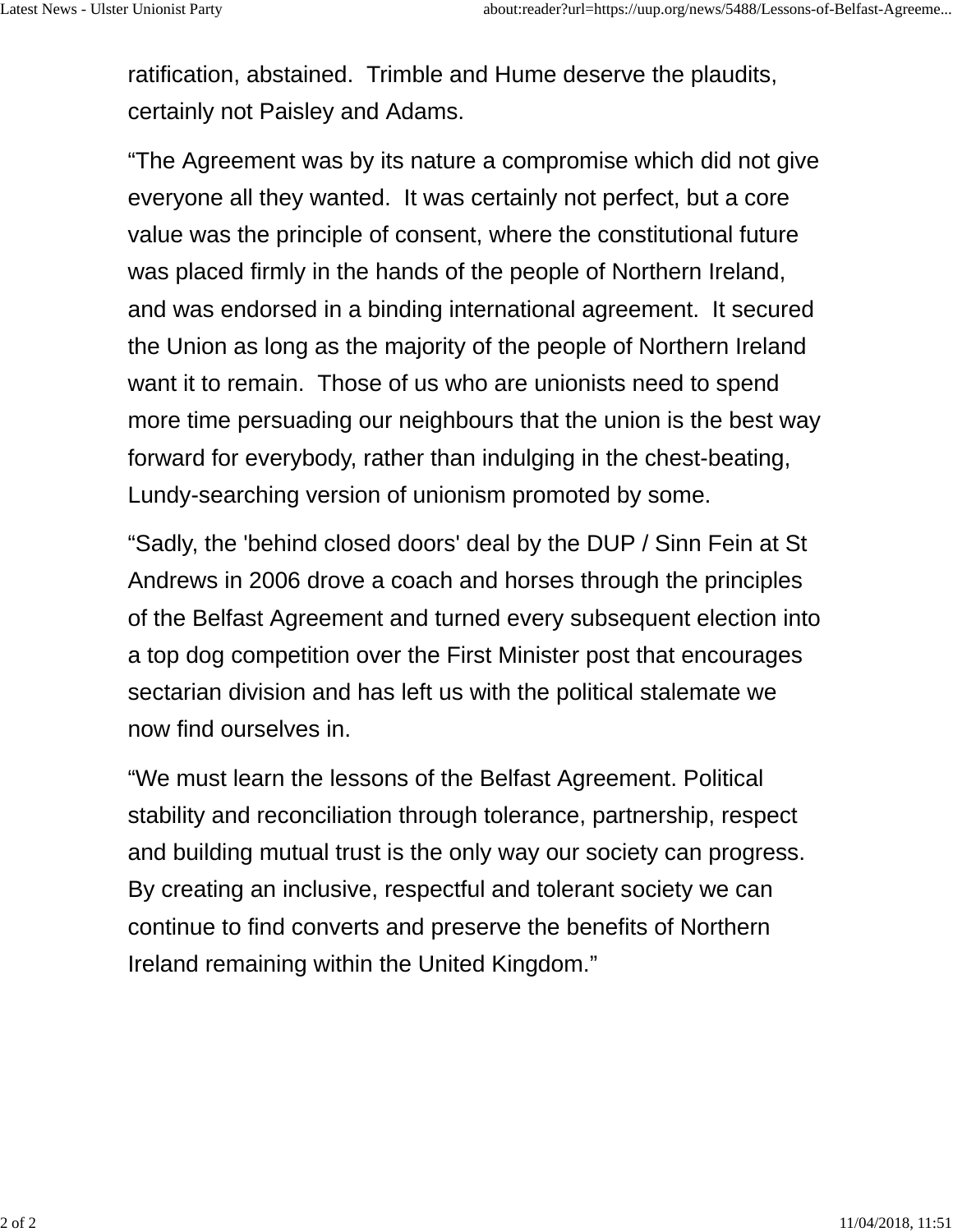ratification, abstained.  Trimble and Hume deserve the plaudits, certainly not Paisley and Adams.

“The Agreement was by its nature a compromise which did not give everyone all they wanted.  It was certainly not perfect, but a core value was the principle of consent, where the constitutional future was placed firmly in the hands of the people of Northern Ireland, and was endorsed in a binding international agreement.  It secured the Union as long as the majority of the people of Northern Ireland want it to remain.  Those of us who are unionists need to spend more time persuading our neighbours that the union is the best way forward for everybody, rather than indulging in the chest-beating, Lundy-searching version of unionism promoted by some.

“Sadly, the 'behind closed doors' deal by the DUP / Sinn Fein at St Andrews in 2006 drove a coach and horses through the principles of the Belfast Agreement and turned every subsequent election into a top dog competition over the First Minister post that encourages sectarian division and has left us with the political stalemate we now find ourselves in.

“We must learn the lessons of the Belfast Agreement. Political stability and reconciliation through tolerance, partnership, respect and building mutual trust is the only way our society can progress. By creating an inclusive, respectful and tolerant society we can continue to find converts and preserve the benefits of Northern Ireland remaining within the United Kingdom.”